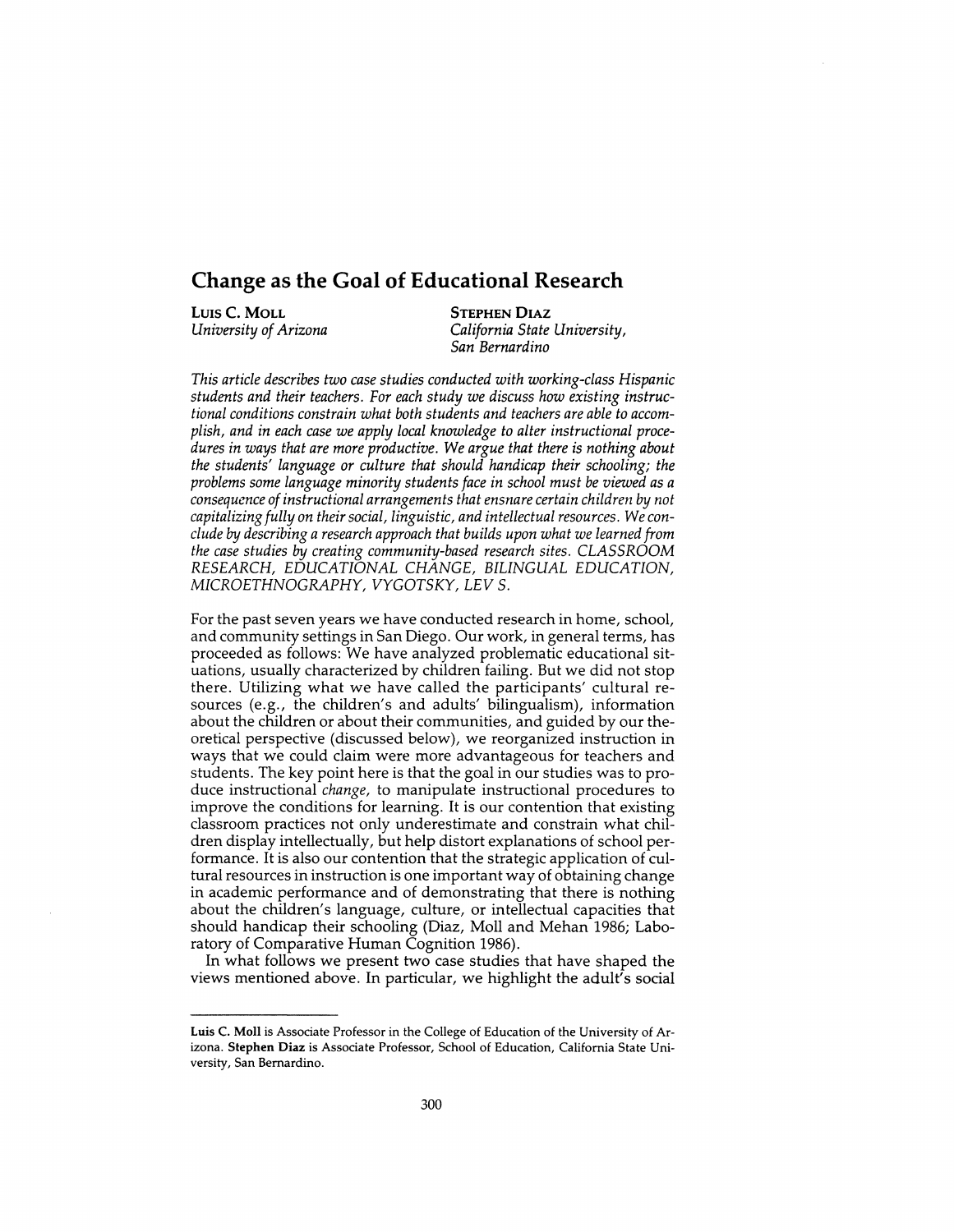# Change as the Goal of Educational Research

**Luis C. Moll**
*University of Arizona*

**Stephen Diaz**
*California State University, San Bernardino*

*This article describes two case studies conducted with working-class Hispanic students and their teachers. For each study we discuss how existing instructional conditions constrain what both students and teachers are able to accomplish, and in each case we apply local knowledge to alter instructional procedures in ways that are more productive. We argue that there is nothing about the students' language or culture that should handicap their schooling; the problems some language minority students face in school must be viewed as a consequence of instructional arrangements that ensnare certain children by not capitalizing fully on their social, linguistic, and intellectual resources. We conclude by describing a research approach that builds upon what we learned from the case studies by creating community-based research sites. CLASSROOM RESEARCH, EDUCATIONAL CHANGE, BILINGUAL EDUCATION, MICROETHNOGRAPHY, VYGOTSKY, LEV S.*

For the past seven years we have conducted research in home, school, and community settings in San Diego. Our work, in general terms, has proceeded as follows: We have analyzed problematic educational situations, usually characterized by children failing. But we did not stop there. Utilizing what we have called the participants' cultural resources (e.g., the children's and adults' bilingualism), information about the children or about their communities, and guided by our theoretical perspective (discussed below), we reorganized instruction in ways that we could claim were more advantageous for teachers and students. The key point here is that the goal in our studies was to produce instructional *change*, to manipulate instructional procedures to improve the conditions for learning. It is our contention that existing classroom practices not only underestimate and constrain what children display intellectually, but help distort explanations of school performance. It is also our contention that the strategic application of cultural resources in instruction is one important way of obtaining change in academic performance and of demonstrating that there is nothing about the children's language, culture, or intellectual capacities that should handicap their schooling (Diaz, Moll and Mehan 1986; Laboratory of Comparative Human Cognition 1986).

In what follows we present two case studies that have shaped the views mentioned above. In particular, we highlight the adult's social

---

**Luis C. Moll** is Associate Professor in the College of Education of the University of Arizona. **Stephen Diaz** is Associate Professor, School of Education, California State University, San Bernardino.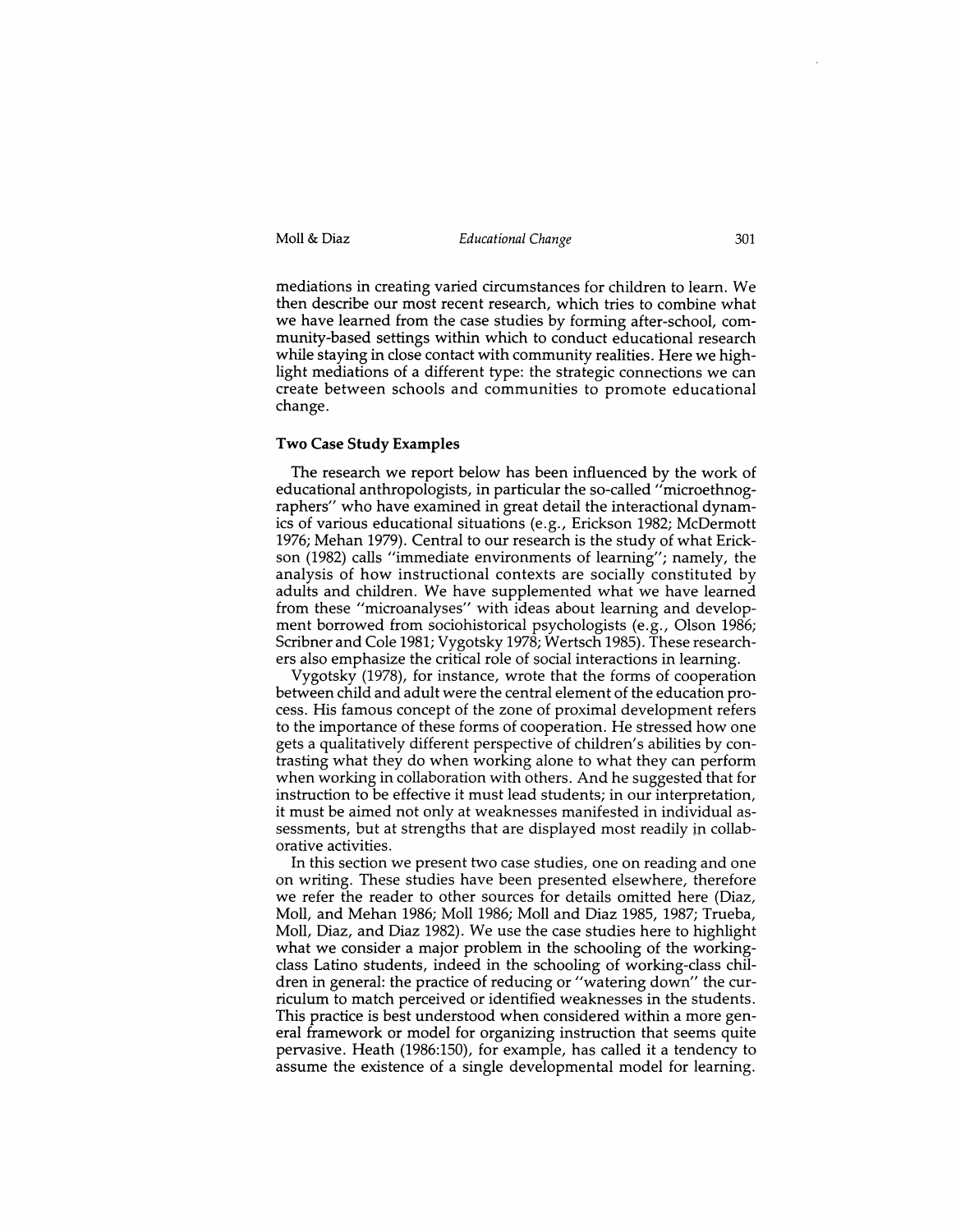mediations in creating varied circumstances for children to learn. We then describe our most recent research, which tries to combine what we have learned from the case studies by forming after-school, community-based settings within which to conduct educational research while staying in close contact with community realities. Here we highlight mediations of a different type: the strategic connections we can create between schools and communities to promote educational change.

### Two Case Study Examples

The research we report below has been influenced by the work of educational anthropologists, in particular the so-called "microethnographers" who have examined in great detail the interactional dynamics of various educational situations (e.g., Erickson 1982; McDermott 1976; Mehan 1979). Central to our research is the study of what Erickson (1982) calls "immediate environments of learning"; namely, the analysis of how instructional contexts are socially constituted by adults and children. We have supplemented what we have learned from these "microanalyses" with ideas about learning and development borrowed from sociohistorical psychologists (e.g., Olson 1986; Scribner and Cole 1981; Vygotsky 1978; Wertsch 1985). These researchers also emphasize the critical role of social interactions in learning.

Vygotsky (1978), for instance, wrote that the forms of cooperation between child and adult were the central element of the education process. His famous concept of the zone of proximal development refers to the importance of these forms of cooperation. He stressed how one gets a qualitatively different perspective of children's abilities by contrasting what they do when working alone to what they can perform when working in collaboration with others. And he suggested that for instruction to be effective it must lead students; in our interpretation, it must be aimed not only at weaknesses manifested in individual assessments, but at strengths that are displayed most readily in collaborative activities.

In this section we present two case studies, one on reading and one on writing. These studies have been presented elsewhere, therefore we refer the reader to other sources for details omitted here (Diaz, Moll, and Mehan 1986; Moll 1986; Moll and Diaz 1985, 1987; Trueba, Moll, Diaz, and Diaz 1982). We use the case studies here to highlight what we consider a major problem in the schooling of the working-class Latino students, indeed in the schooling of working-class children in general: the practice of reducing or "watering down" the curriculum to match perceived or identified weaknesses in the students. This practice is best understood when considered within a more general framework or model for organizing instruction that seems quite pervasive. Heath (1986:150), for example, has called it a tendency to assume the existence of a single developmental model for learning.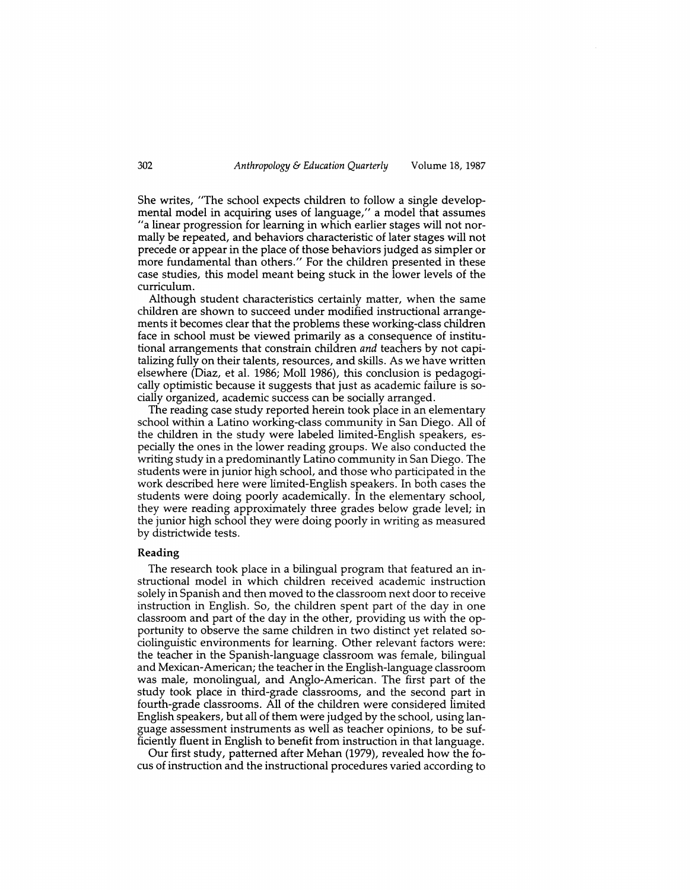She writes, "The school expects children to follow a single developmental model in acquiring uses of language," a model that assumes "a linear progression for learning in which earlier stages will not normally be repeated, and behaviors characteristic of later stages will not precede or appear in the place of those behaviors judged as simpler or more fundamental than others." For the children presented in these case studies, this model meant being stuck in the lower levels of the curriculum.

Although student characteristics certainly matter, when the same children are shown to succeed under modified instructional arrangements it becomes clear that the problems these working-class children face in school must be viewed primarily as a consequence of institutional arrangements that constrain children *and* teachers by not capitalizing fully on their talents, resources, and skills. As we have written elsewhere (Diaz, et al. 1986; Moll 1986), this conclusion is pedagogically optimistic because it suggests that just as academic failure is socially organized, academic success can be socially arranged.

The reading case study reported herein took place in an elementary school within a Latino working-class community in San Diego. All of the children in the study were labeled limited-English speakers, especially the ones in the lower reading groups. We also conducted the writing study in a predominantly Latino community in San Diego. The students were in junior high school, and those who participated in the work described here were limited-English speakers. In both cases the students were doing poorly academically. In the elementary school, they were reading approximately three grades below grade level; in the junior high school they were doing poorly in writing as measured by districtwide tests.

### Reading

The research took place in a bilingual program that featured an instructional model in which children received academic instruction solely in Spanish and then moved to the classroom next door to receive instruction in English. So, the children spent part of the day in one classroom and part of the day in the other, providing us with the opportunity to observe the same children in two distinct yet related sociolinguistic environments for learning. Other relevant factors were: the teacher in the Spanish-language classroom was female, bilingual and Mexican-American; the teacher in the English-language classroom was male, monolingual, and Anglo-American. The first part of the study took place in third-grade classrooms, and the second part in fourth-grade classrooms. All of the children were considered limited English speakers, but all of them were judged by the school, using language assessment instruments as well as teacher opinions, to be sufficiently fluent in English to benefit from instruction in that language.

Our first study, patterned after Mehan (1979), revealed how the focus of instruction and the instructional procedures varied according to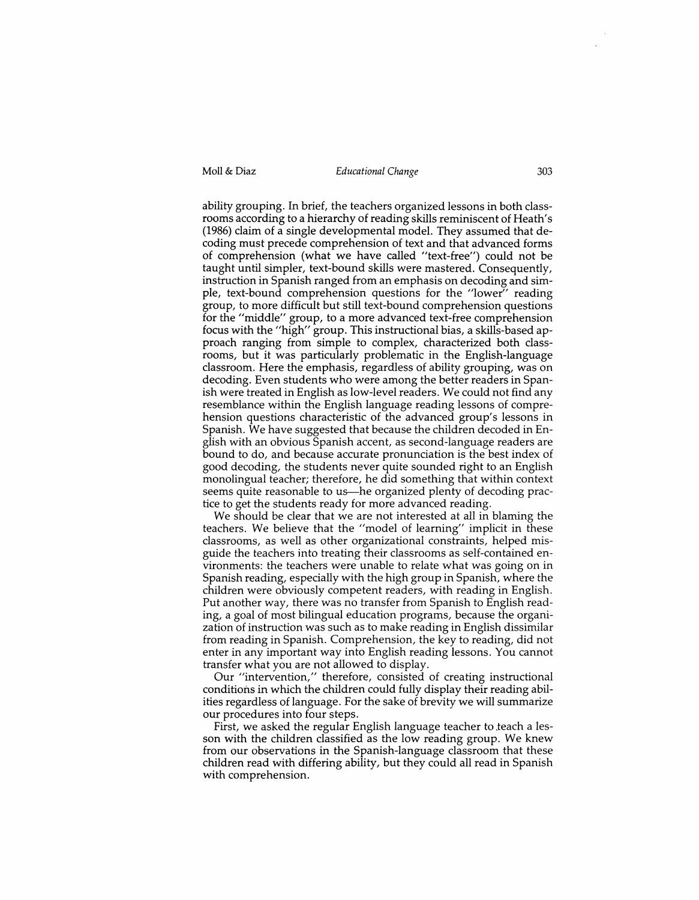ability grouping. In brief, the teachers organized lessons in both classrooms according to a hierarchy of reading skills reminiscent of Heath's (1986) claim of a single developmental model. They assumed that decoding must precede comprehension of text and that advanced forms of comprehension (what we have called "text-free") could not be taught until simpler, text-bound skills were mastered. Consequently, instruction in Spanish ranged from an emphasis on decoding and simple, text-bound comprehension questions for the "lower" reading group, to more difficult but still text-bound comprehension questions for the "middle" group, to a more advanced text-free comprehension focus with the "high" group. This instructional bias, a skills-based approach ranging from simple to complex, characterized both classrooms, but it was particularly problematic in the English-language classroom. Here the emphasis, regardless of ability grouping, was on decoding. Even students who were among the better readers in Spanish were treated in English as low-level readers. We could not find any resemblance within the English language reading lessons of comprehension questions characteristic of the advanced group's lessons in Spanish. We have suggested that because the children decoded in English with an obvious Spanish accent, as second-language readers are bound to do, and because accurate pronunciation is the best index of good decoding, the students never quite sounded right to an English monolingual teacher; therefore, he did something that within context seems quite reasonable to us—he organized plenty of decoding practice to get the students ready for more advanced reading.

We should be clear that we are not interested at all in blaming the teachers. We believe that the "model of learning" implicit in these classrooms, as well as other organizational constraints, helped misguide the teachers into treating their classrooms as self-contained environments: the teachers were unable to relate what was going on in Spanish reading, especially with the high group in Spanish, where the children were obviously competent readers, with reading in English. Put another way, there was no transfer from Spanish to English reading, a goal of most bilingual education programs, because the organization of instruction was such as to make reading in English dissimilar from reading in Spanish. Comprehension, the key to reading, did not enter in any important way into English reading lessons. You cannot transfer what you are not allowed to display.

Our "intervention," therefore, consisted of creating instructional conditions in which the children could fully display their reading abilities regardless of language. For the sake of brevity we will summarize our procedures into four steps.

First, we asked the regular English language teacher to teach a lesson with the children classified as the low reading group. We knew from our observations in the Spanish-language classroom that these children read with differing ability, but they could all read in Spanish with comprehension.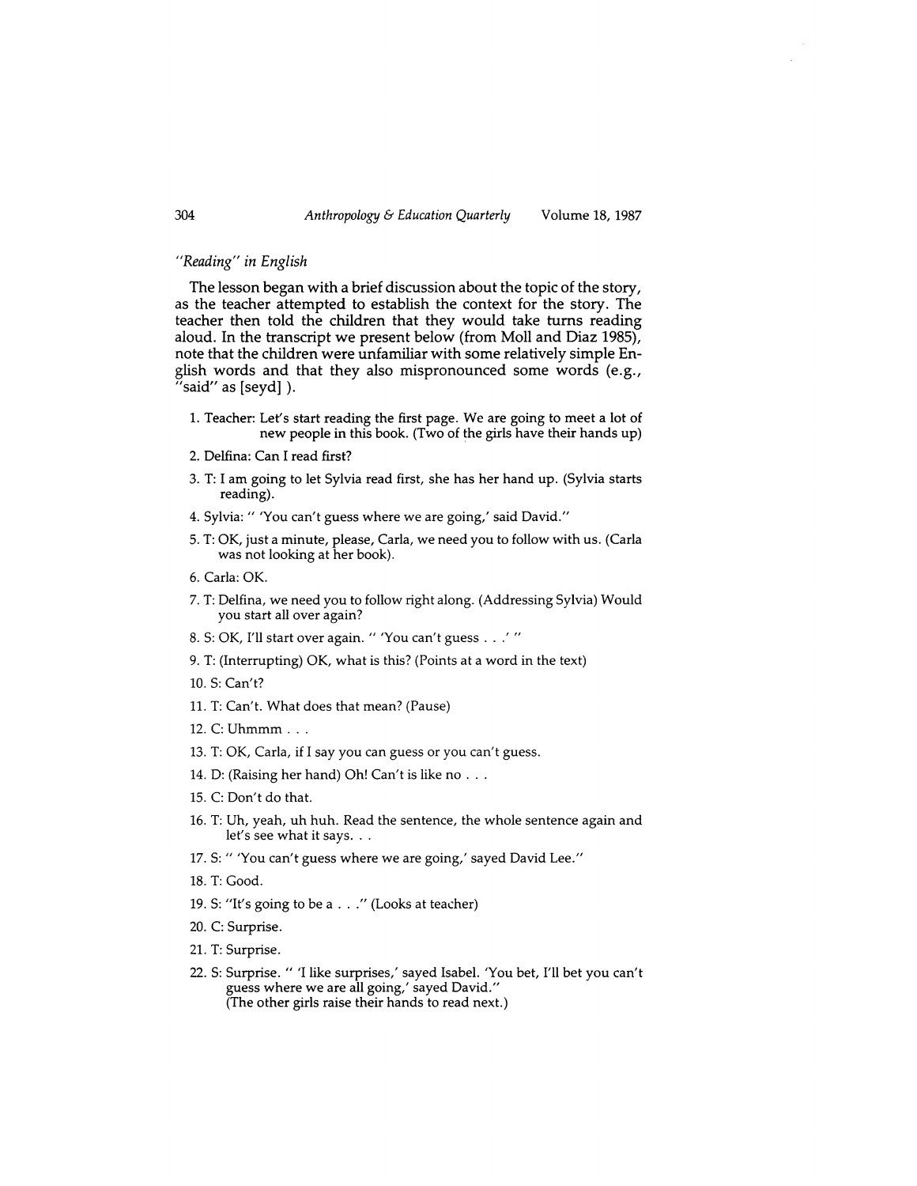### *"Reading" in English*

The lesson began with a brief discussion about the topic of the story, as the teacher attempted to establish the context for the story. The teacher then told the children that they would take turns reading aloud. In the transcript we present below (from Moll and Diaz 1985), note that the children were unfamiliar with some relatively simple English words and that they also mispronounced some words (e.g., "said" as [seyd] ).

1. Teacher: Let's start reading the first page. We are going to meet a lot of new people in this book. (Two of the girls have their hands up)
2. Delfina: Can I read first?
3. T: I am going to let Sylvia read first, she has her hand up. (Sylvia starts reading).
4. Sylvia: " 'You can't guess where we are going,' said David."
5. T: OK, just a minute, please, Carla, we need you to follow with us. (Carla was not looking at her book).
6. Carla: OK.
7. T: Delfina, we need you to follow right along. (Addressing Sylvia) Would you start all over again?
8. S: OK, I'll start over again. " 'You can't guess . . .' "
9. T: (Interrupting) OK, what is this? (Points at a word in the text)
10. S: Can't?
11. T: Can't. What does that mean? (Pause)
12. C: Uhmmm . . .
13. T: OK, Carla, if I say you can guess or you can't guess.
14. D: (Raising her hand) Oh! Can't is like no . . .
15. C: Don't do that.
16. T: Uh, yeah, uh huh. Read the sentence, the whole sentence again and let's see what it says. . .
17. S: " 'You can't guess where we are going,' sayed David Lee."
18. T: Good.
19. S: "It's going to be a . . ." (Looks at teacher)
20. C: Surprise.
21. T: Surprise.
22. S: Surprise. " 'I like surprises,' sayed Isabel. 'You bet, I'll bet you can't guess where we are all going,' sayed David."
    (The other girls raise their hands to read next.)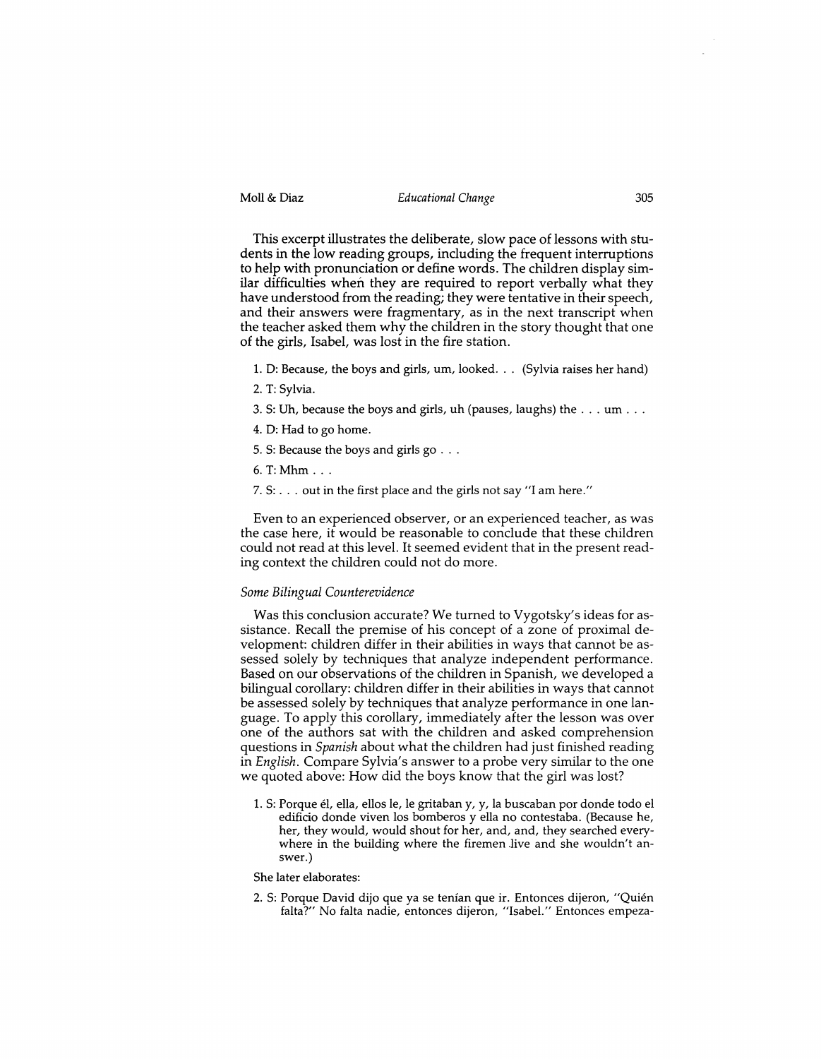This excerpt illustrates the deliberate, slow pace of lessons with students in the low reading groups, including the frequent interruptions to help with pronunciation or define words. The children display similar difficulties when they are required to report verbally what they have understood from the reading; they were tentative in their speech, and their answers were fragmentary, as in the next transcript when the teacher asked them why the children in the story thought that one of the girls, Isabel, was lost in the fire station.

1. D: Because, the boys and girls, um, looked. . . (Sylvia raises her hand)
2. T: Sylvia.
3. S: Uh, because the boys and girls, uh (pauses, laughs) the . . . um . . .
4. D: Had to go home.
5. S: Because the boys and girls go . . .
6. T: Mhm . . .
7. S: . . . out in the first place and the girls not say "I am here."

Even to an experienced observer, or an experienced teacher, as was the case here, it would be reasonable to conclude that these children could not read at this level. It seemed evident that in the present reading context the children could not do more.

### *Some Bilingual Counterevidence*

Was this conclusion accurate? We turned to Vygotsky's ideas for assistance. Recall the premise of his concept of a zone of proximal development: children differ in their abilities in ways that cannot be assessed solely by techniques that analyze independent performance. Based on our observations of the children in Spanish, we developed a bilingual corollary: children differ in their abilities in ways that cannot be assessed solely by techniques that analyze performance in one language. To apply this corollary, immediately after the lesson was over one of the authors sat with the children and asked comprehension questions in *Spanish* about what the children had just finished reading in *English*. Compare Sylvia's answer to a probe very similar to the one we quoted above: How did the boys know that the girl was lost?

1. S: Porque él, ella, ellos le, le gritaban y, y, la buscaban por donde todo el edificio donde viven los bomberos y ella no contestaba. (Because he, her, they would, would shout for her, and, and, they searched everywhere in the building where the firemen live and she wouldn't answer.)

She later elaborates:

2. S: Porque David dijo que ya se tenían que ir. Entonces dijeron, "Quién falta?" No falta nadie, entonces dijeron, "Isabel." Entonces empeza-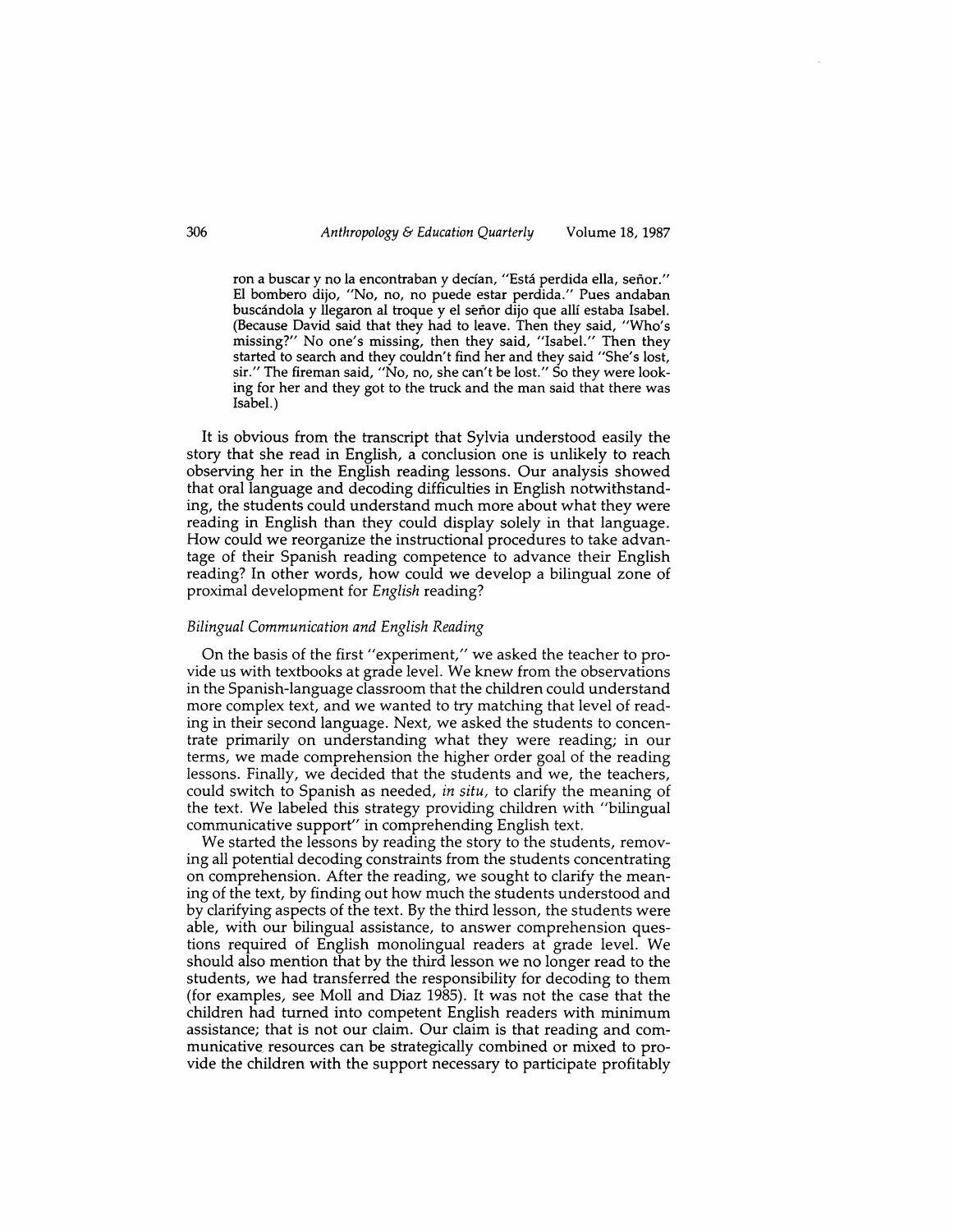ron a buscar y no la encontraban y decían, "Está perdida ella, señor." El bombero dijo, "No, no, no puede estar perdida." Pues andaban buscándola y llegaron al troque y el señor dijo que allí estaba Isabel. (Because David said that they had to leave. Then they said, "Who's missing?" No one's missing, then they said, "Isabel." Then they started to search and they couldn't find her and they said "She's lost, sir." The fireman said, "No, no, she can't be lost." So they were looking for her and they got to the truck and the man said that there was Isabel.)

It is obvious from the transcript that Sylvia understood easily the story that she read in English, a conclusion one is unlikely to reach observing her in the English reading lessons. Our analysis showed that oral language and decoding difficulties in English notwithstanding, the students could understand much more about what they were reading in English than they could display solely in that language. How could we reorganize the instructional procedures to take advantage of their Spanish reading competence to advance their English reading? In other words, how could we develop a bilingual zone of proximal development for *English* reading?

### *Bilingual Communication and English Reading*

On the basis of the first "experiment," we asked the teacher to provide us with textbooks at grade level. We knew from the observations in the Spanish-language classroom that the children could understand more complex text, and we wanted to try matching that level of reading in their second language. Next, we asked the students to concentrate primarily on understanding what they were reading; in our terms, we made comprehension the higher order goal of the reading lessons. Finally, we decided that the students and we, the teachers, could switch to Spanish as needed, *in situ*, to clarify the meaning of the text. We labeled this strategy providing children with "bilingual communicative support" in comprehending English text.

We started the lessons by reading the story to the students, removing all potential decoding constraints from the students concentrating on comprehension. After the reading, we sought to clarify the meaning of the text, by finding out how much the students understood and by clarifying aspects of the text. By the third lesson, the students were able, with our bilingual assistance, to answer comprehension questions required of English monolingual readers at grade level. We should also mention that by the third lesson we no longer read to the students, we had transferred the responsibility for decoding to them (for examples, see Moll and Diaz 1985). It was not the case that the children had turned into competent English readers with minimum assistance; that is not our claim. Our claim is that reading and communicative resources can be strategically combined or mixed to provide the children with the support necessary to participate profitably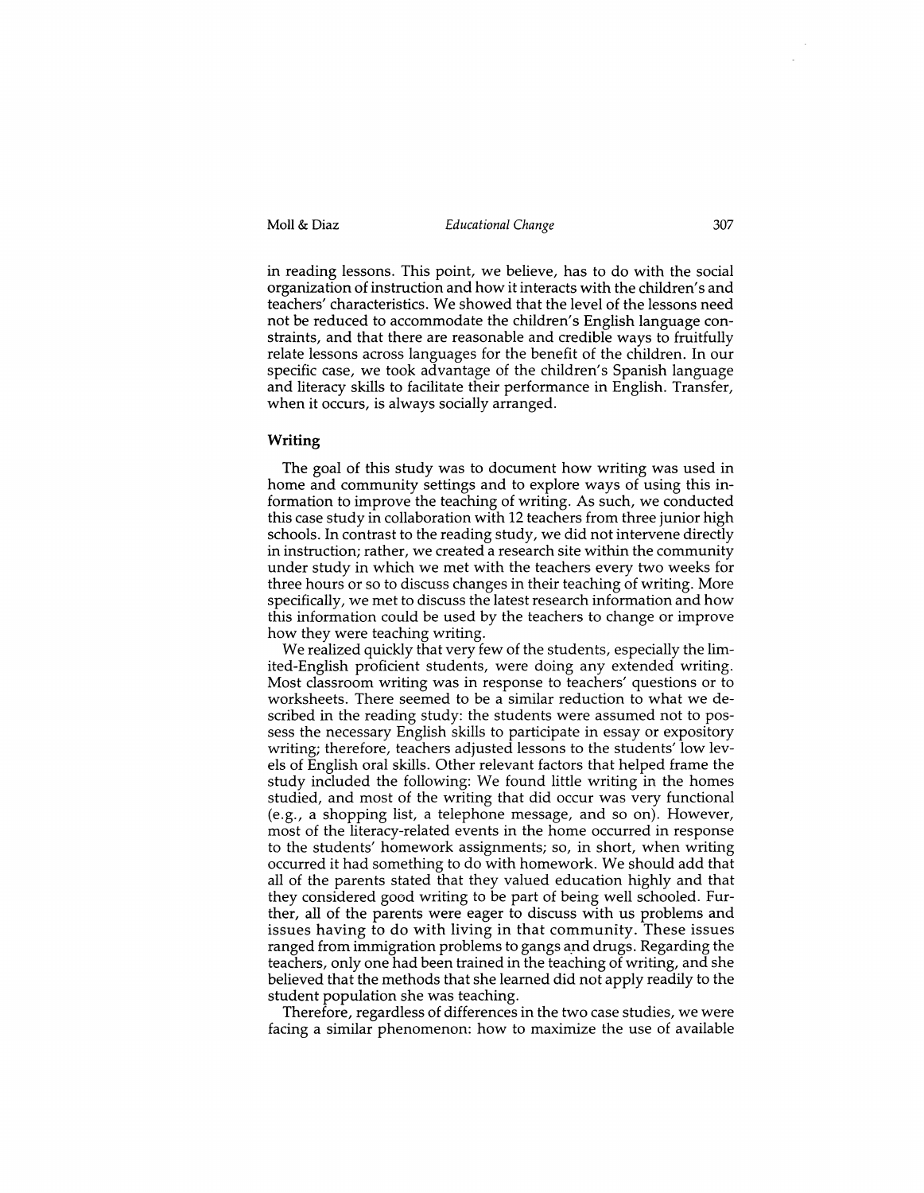in reading lessons. This point, we believe, has to do with the social organization of instruction and how it interacts with the children's and teachers' characteristics. We showed that the level of the lessons need not be reduced to accommodate the children's English language constraints, and that there are reasonable and credible ways to fruitfully relate lessons across languages for the benefit of the children. In our specific case, we took advantage of the children's Spanish language and literacy skills to facilitate their performance in English. Transfer, when it occurs, is always socially arranged.

### Writing

The goal of this study was to document how writing was used in home and community settings and to explore ways of using this information to improve the teaching of writing. As such, we conducted this case study in collaboration with 12 teachers from three junior high schools. In contrast to the reading study, we did not intervene directly in instruction; rather, we created a research site within the community under study in which we met with the teachers every two weeks for three hours or so to discuss changes in their teaching of writing. More specifically, we met to discuss the latest research information and how this information could be used by the teachers to change or improve how they were teaching writing.

We realized quickly that very few of the students, especially the limited-English proficient students, were doing any extended writing. Most classroom writing was in response to teachers' questions or to worksheets. There seemed to be a similar reduction to what we described in the reading study: the students were assumed not to possess the necessary English skills to participate in essay or expository writing; therefore, teachers adjusted lessons to the students' low levels of English oral skills. Other relevant factors that helped frame the study included the following: We found little writing in the homes studied, and most of the writing that did occur was very functional (e.g., a shopping list, a telephone message, and so on). However, most of the literacy-related events in the home occurred in response to the students' homework assignments; so, in short, when writing occurred it had something to do with homework. We should add that all of the parents stated that they valued education highly and that they considered good writing to be part of being well schooled. Further, all of the parents were eager to discuss with us problems and issues having to do with living in that community. These issues ranged from immigration problems to gangs and drugs. Regarding the teachers, only one had been trained in the teaching of writing, and she believed that the methods that she learned did not apply readily to the student population she was teaching.

Therefore, regardless of differences in the two case studies, we were facing a similar phenomenon: how to maximize the use of available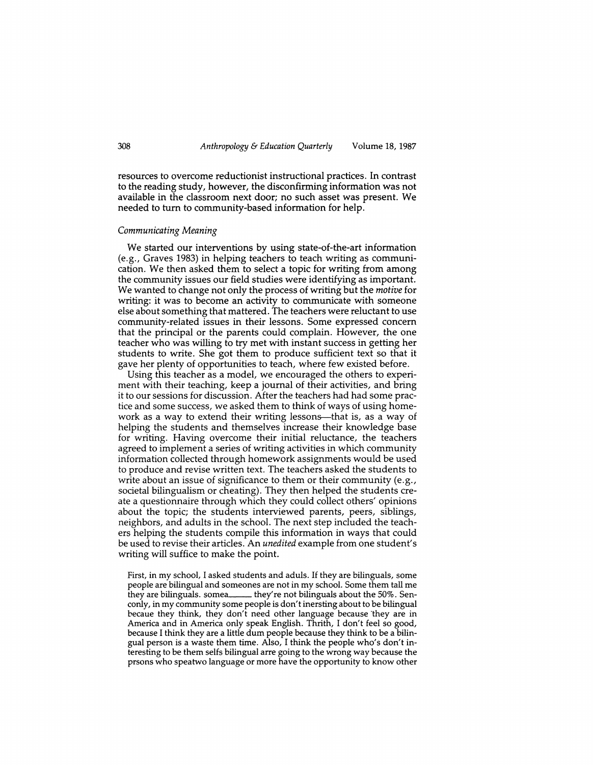resources to overcome reductionist instructional practices. In contrast to the reading study, however, the disconfirming information was not available in the classroom next door; no such asset was present. We needed to turn to community-based information for help.

### *Communicating Meaning*

We started our interventions by using state-of-the-art information (e.g., Graves 1983) in helping teachers to teach writing as communication. We then asked them to select a topic for writing from among the community issues our field studies were identifying as important. We wanted to change not only the process of writing but the *motive* for writing: it was to become an activity to communicate with someone else about something that mattered. The teachers were reluctant to use community-related issues in their lessons. Some expressed concern that the principal or the parents could complain. However, the one teacher who was willing to try met with instant success in getting her students to write. She got them to produce sufficient text so that it gave her plenty of opportunities to teach, where few existed before.

Using this teacher as a model, we encouraged the others to experiment with their teaching, keep a journal of their activities, and bring it to our sessions for discussion. After the teachers had had some practice and some success, we asked them to think of ways of using homework as a way to extend their writing lessons—that is, as a way of helping the students and themselves increase their knowledge base for writing. Having overcome their initial reluctance, the teachers agreed to implement a series of writing activities in which community information collected through homework assignments would be used to produce and revise written text. The teachers asked the students to write about an issue of significance to them or their community (e.g., societal bilingualism or cheating). They then helped the students create a questionnaire through which they could collect others' opinions about the topic; the students interviewed parents, peers, siblings, neighbors, and adults in the school. The next step included the teachers helping the students compile this information in ways that could be used to revise their articles. An *unedited* example from one student's writing will suffice to make the point.

> First, in my school, I asked students and aduls. If they are bilinguals, some people are bilingual and someones are not in my school. Some them tall me they are bilinguals. somea_____ they're not bilinguals about the 50%. Senconly, in my community some people is don't inersting about to be bilingual becaue they think, they don't need other language because they are in America and in America only speak English. Thrith, I don't feel so good, because I think they are a little dum people because they think to be a bilingual person is a waste them time. Also, I think the people who's don't interesting to be them selfs bilingual arre going to the wrong way because the prsons who speatwo language or more have the opportunity to know other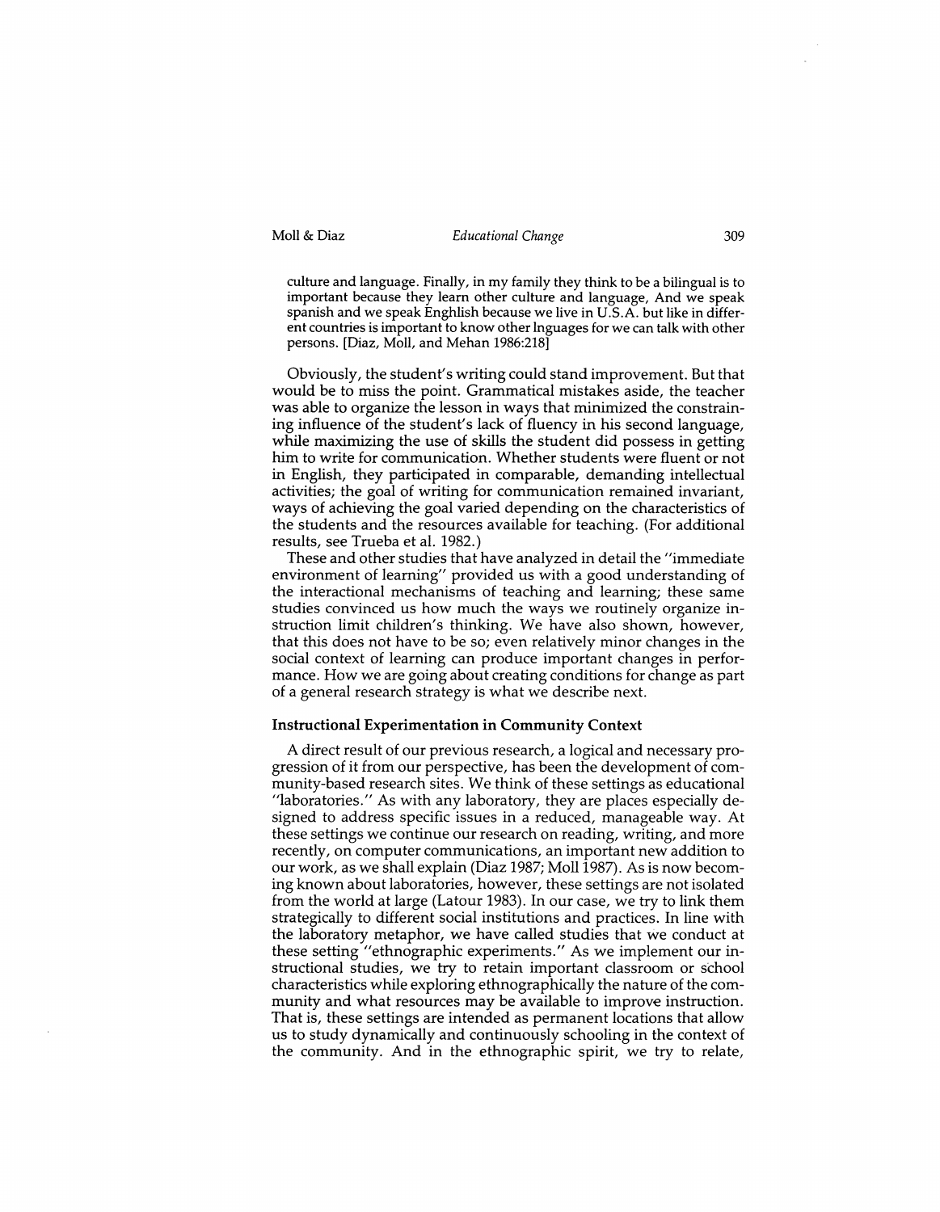> culture and language. Finally, in my family they think to be a bilingual is to important because they learn other culture and language, And we speak spanish and we speak Enghlish because we live in U.S.A. but like in different countries is important to know other lnguages for we can talk with other persons. [Diaz, Moll, and Mehan 1986:218]

Obviously, the student's writing could stand improvement. But that would be to miss the point. Grammatical mistakes aside, the teacher was able to organize the lesson in ways that minimized the constraining influence of the student's lack of fluency in his second language, while maximizing the use of skills the student did possess in getting him to write for communication. Whether students were fluent or not in English, they participated in comparable, demanding intellectual activities; the goal of writing for communication remained invariant, ways of achieving the goal varied depending on the characteristics of the students and the resources available for teaching. (For additional results, see Trueba et al. 1982.)

These and other studies that have analyzed in detail the "immediate environment of learning" provided us with a good understanding of the interactional mechanisms of teaching and learning; these same studies convinced us how much the ways we routinely organize instruction limit children's thinking. We have also shown, however, that this does not have to be so; even relatively minor changes in the social context of learning can produce important changes in performance. How we are going about creating conditions for change as part of a general research strategy is what we describe next.

### Instructional Experimentation in Community Context

A direct result of our previous research, a logical and necessary progression of it from our perspective, has been the development of community-based research sites. We think of these settings as educational "laboratories." As with any laboratory, they are places especially designed to address specific issues in a reduced, manageable way. At these settings we continue our research on reading, writing, and more recently, on computer communications, an important new addition to our work, as we shall explain (Diaz 1987; Moll 1987). As is now becoming known about laboratories, however, these settings are not isolated from the world at large (Latour 1983). In our case, we try to link them strategically to different social institutions and practices. In line with the laboratory metaphor, we have called studies that we conduct at these setting "ethnographic experiments." As we implement our instructional studies, we try to retain important classroom or school characteristics while exploring ethnographically the nature of the community and what resources may be available to improve instruction. That is, these settings are intended as permanent locations that allow us to study dynamically and continuously schooling in the context of the community. And in the ethnographic spirit, we try to relate,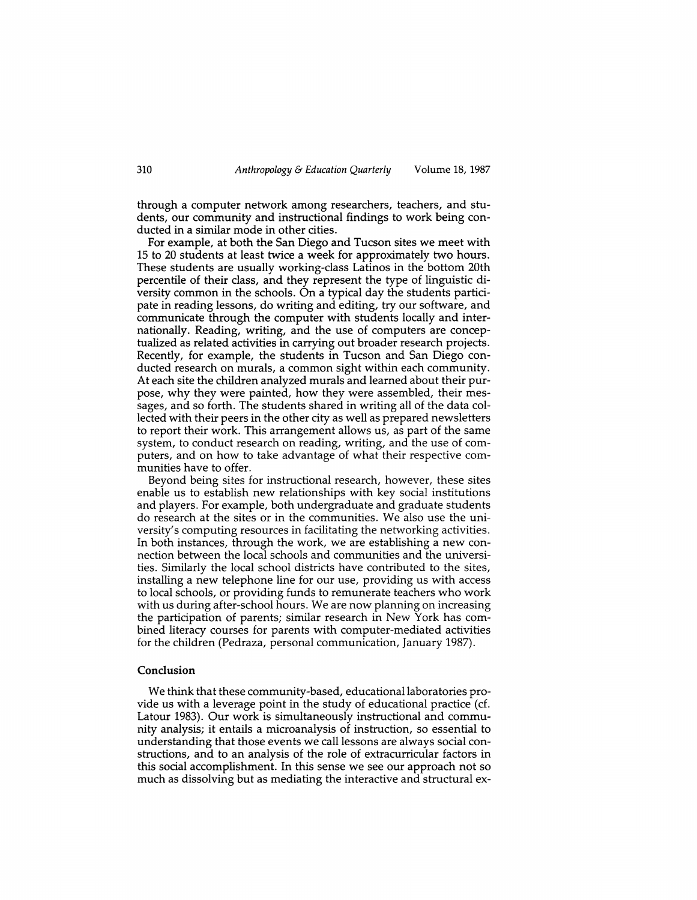through a computer network among researchers, teachers, and students, our community and instructional findings to work being conducted in a similar mode in other cities.

For example, at both the San Diego and Tucson sites we meet with 15 to 20 students at least twice a week for approximately two hours. These students are usually working-class Latinos in the bottom 20th percentile of their class, and they represent the type of linguistic diversity common in the schools. On a typical day the students participate in reading lessons, do writing and editing, try our software, and communicate through the computer with students locally and internationally. Reading, writing, and the use of computers are conceptualized as related activities in carrying out broader research projects. Recently, for example, the students in Tucson and San Diego conducted research on murals, a common sight within each community. At each site the children analyzed murals and learned about their purpose, why they were painted, how they were assembled, their messages, and so forth. The students shared in writing all of the data collected with their peers in the other city as well as prepared newsletters to report their work. This arrangement allows us, as part of the same system, to conduct research on reading, writing, and the use of computers, and on how to take advantage of what their respective communities have to offer.

Beyond being sites for instructional research, however, these sites enable us to establish new relationships with key social institutions and players. For example, both undergraduate and graduate students do research at the sites or in the communities. We also use the university's computing resources in facilitating the networking activities. In both instances, through the work, we are establishing a new connection between the local schools and communities and the universities. Similarly the local school districts have contributed to the sites, installing a new telephone line for our use, providing us with access to local schools, or providing funds to remunerate teachers who work with us during after-school hours. We are now planning on increasing the participation of parents; similar research in New York has combined literacy courses for parents with computer-mediated activities for the children (Pedraza, personal communication, January 1987).

## Conclusion

We think that these community-based, educational laboratories provide us with a leverage point in the study of educational practice (cf. Latour 1983). Our work is simultaneously instructional and community analysis; it entails a microanalysis of instruction, so essential to understanding that those events we call lessons are always social constructions, and to an analysis of the role of extracurricular factors in this social accomplishment. In this sense we see our approach not so much as dissolving but as mediating the interactive and structural ex-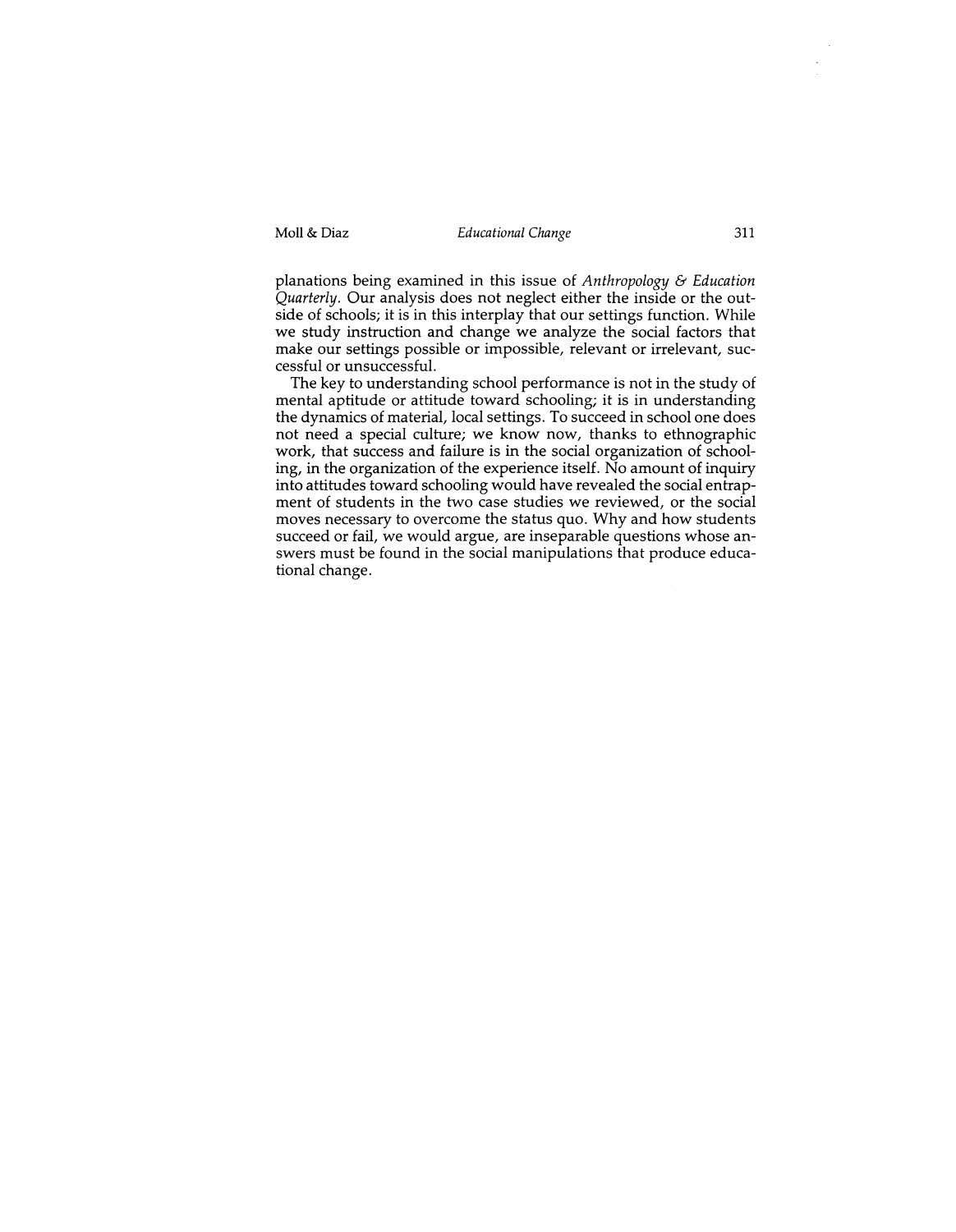planations being examined in this issue of *Anthropology & Education Quarterly*. Our analysis does not neglect either the inside or the outside of schools; it is in this interplay that our settings function. While we study instruction and change we analyze the social factors that make our settings possible or impossible, relevant or irrelevant, successful or unsuccessful.

The key to understanding school performance is not in the study of mental aptitude or attitude toward schooling; it is in understanding the dynamics of material, local settings. To succeed in school one does not need a special culture; we know now, thanks to ethnographic work, that success and failure is in the social organization of schooling, in the organization of the experience itself. No amount of inquiry into attitudes toward schooling would have revealed the social entrapment of students in the two case studies we reviewed, or the social moves necessary to overcome the status quo. Why and how students succeed or fail, we would argue, are inseparable questions whose answers must be found in the social manipulations that produce educational change.